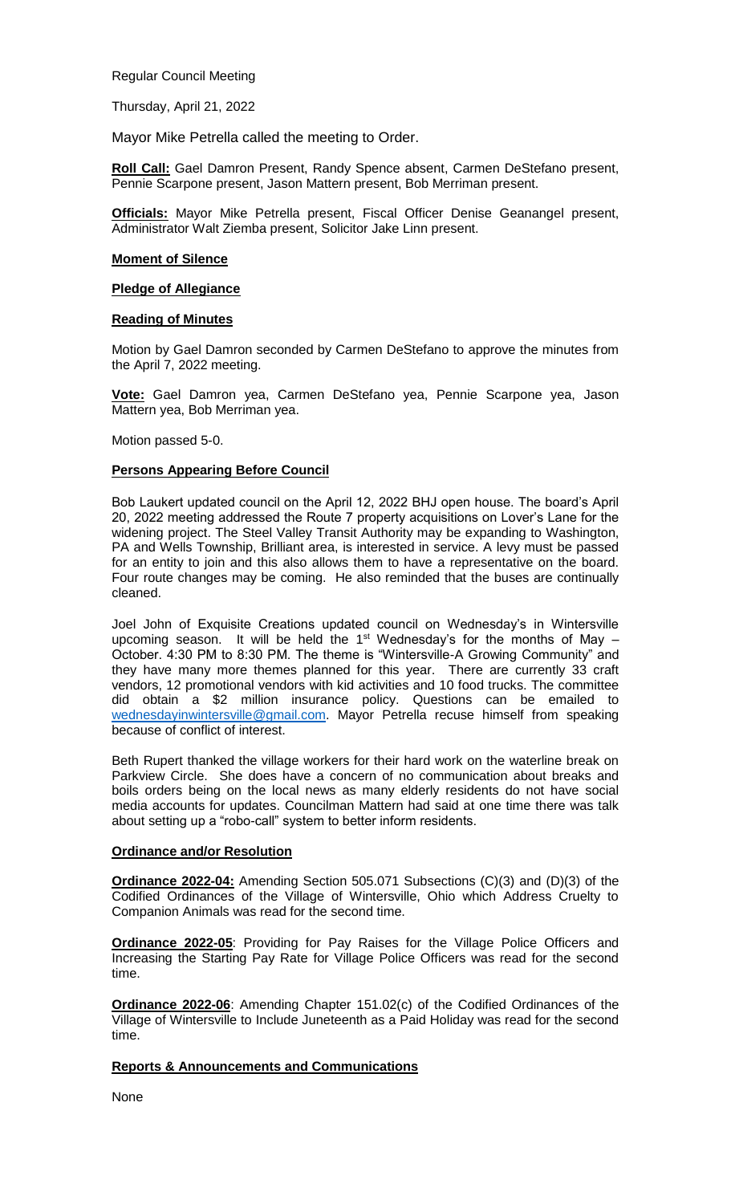Regular Council Meeting

Thursday, April 21, 2022

Mayor Mike Petrella called the meeting to Order.

**Roll Call:** Gael Damron Present, Randy Spence absent, Carmen DeStefano present, Pennie Scarpone present, Jason Mattern present, Bob Merriman present.

**Officials:** Mayor Mike Petrella present, Fiscal Officer Denise Geanangel present, Administrator Walt Ziemba present, Solicitor Jake Linn present.

**Moment of Silence**

**Pledge of Allegiance**

**Reading of Minutes**

Motion by Gael Damron seconded by Carmen DeStefano to approve the minutes from the April 7, 2022 meeting.

**Vote:** Gael Damron yea, Carmen DeStefano yea, Pennie Scarpone yea, Jason Mattern yea, Bob Merriman yea.

Motion passed 5-0.

**Persons Appearing Before Council**

Bob Laukert updated council on the April 12, 2022 BHJ open house. The board's April 20, 2022 meeting addressed the Route 7 property acquisitions on Lover's Lane for the widening project. The Steel Valley Transit Authority may be expanding to Washington, PA and Wells Township, Brilliant area, is interested in service. A levy must be passed for an entity to join and this also allows them to have a representative on the board. Four route changes may be coming. He also reminded that the buses are continually cleaned.

Joel John of Exquisite Creations updated council on Wednesday's in Wintersville upcoming season. It will be held the 1st Wednesday's for the months of May – October. 4:30 PM to 8:30 PM. The theme is "Wintersville-A Growing Community" and they have many more themes planned for this year. There are currently 33 craft vendors, 12 promotional vendors with kid activities and 10 food trucks. The committee did obtain a $2 million insurance policy. Questions can be emailed to wednesdayinwintersville@gmail.com. Mayor Petrella recuse himself from speaking because of conflict of interest.

Beth Rupert thanked the village workers for their hard work on the waterline break on Parkview Circle. She does have a concern of no communication about breaks and boils orders being on the local news as many elderly residents do not have social media accounts for updates. Councilman Mattern had said at one time there was talk about setting up a "robo-call" system to better inform residents.

**Ordinance and/or Resolution**

**Ordinance 2022-04:** Amending Section 505.071 Subsections (C)(3) and (D)(3) of the Codified Ordinances of the Village of Wintersville, Ohio which Address Cruelty to Companion Animals was read for the second time.

**Ordinance 2022-05**: Providing for Pay Raises for the Village Police Officers and Increasing the Starting Pay Rate for Village Police Officers was read for the second time.

**Ordinance 2022-06**: Amending Chapter 151.02(c) of the Codified Ordinances of the Village of Wintersville to Include Juneteenth as a Paid Holiday was read for the second time.

**Reports & Announcements and Communications**

None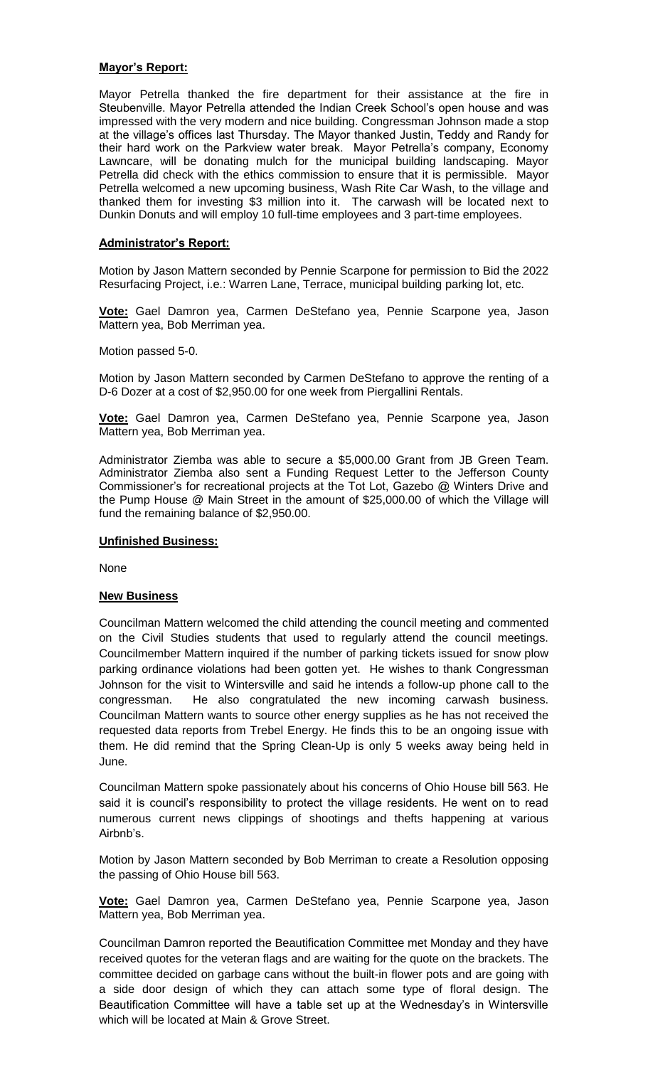**Mayor's Report:**

Mayor Petrella thanked the fire department for their assistance at the fire in Steubenville. Mayor Petrella attended the Indian Creek School's open house and was impressed with the very modern and nice building. Congressman Johnson made a stop at the village's offices last Thursday. The Mayor thanked Justin, Teddy and Randy for their hard work on the Parkview water break. Mayor Petrella's company, Economy Lawncare, will be donating mulch for the municipal building landscaping. Mayor Petrella did check with the ethics commission to ensure that it is permissible. Mayor Petrella welcomed a new upcoming business, Wash Rite Car Wash, to the village and thanked them for investing $3 million into it. The carwash will be located next to Dunkin Donuts and will employ 10 full-time employees and 3 part-time employees.

**Administrator's Report:**

Motion by Jason Mattern seconded by Pennie Scarpone for permission to Bid the 2022 Resurfacing Project, i.e.: Warren Lane, Terrace, municipal building parking lot, etc.

**Vote:** Gael Damron yea, Carmen DeStefano yea, Pennie Scarpone yea, Jason Mattern yea, Bob Merriman yea.

Motion passed 5-0.

Motion by Jason Mattern seconded by Carmen DeStefano to approve the renting of a D-6 Dozer at a cost of $2,950.00 for one week from Piergallini Rentals.

**Vote:** Gael Damron yea, Carmen DeStefano yea, Pennie Scarpone yea, Jason Mattern yea, Bob Merriman yea.

Administrator Ziemba was able to secure a $5,000.00 Grant from JB Green Team. Administrator Ziemba also sent a Funding Request Letter to the Jefferson County Commissioner's for recreational projects at the Tot Lot, Gazebo @ Winters Drive and the Pump House @ Main Street in the amount of $25,000.00 of which the Village will fund the remaining balance of $2,950.00.

**Unfinished Business:**

None

**New Business**

Councilman Mattern welcomed the child attending the council meeting and commented on the Civil Studies students that used to regularly attend the council meetings. Councilmember Mattern inquired if the number of parking tickets issued for snow plow parking ordinance violations had been gotten yet. He wishes to thank Congressman Johnson for the visit to Wintersville and said he intends a follow-up phone call to the congressman. He also congratulated the new incoming carwash business. Councilman Mattern wants to source other energy supplies as he has not received the requested data reports from Trebel Energy. He finds this to be an ongoing issue with them. He did remind that the Spring Clean-Up is only 5 weeks away being held in June.

Councilman Mattern spoke passionately about his concerns of Ohio House bill 563. He said it is council's responsibility to protect the village residents. He went on to read numerous current news clippings of shootings and thefts happening at various Airbnb's.

Motion by Jason Mattern seconded by Bob Merriman to create a Resolution opposing the passing of Ohio House bill 563.

**Vote:** Gael Damron yea, Carmen DeStefano yea, Pennie Scarpone yea, Jason Mattern yea, Bob Merriman yea.

Councilman Damron reported the Beautification Committee met Monday and they have received quotes for the veteran flags and are waiting for the quote on the brackets. The committee decided on garbage cans without the built-in flower pots and are going with a side door design of which they can attach some type of floral design. The Beautification Committee will have a table set up at the Wednesday's in Wintersville which will be located at Main & Grove Street.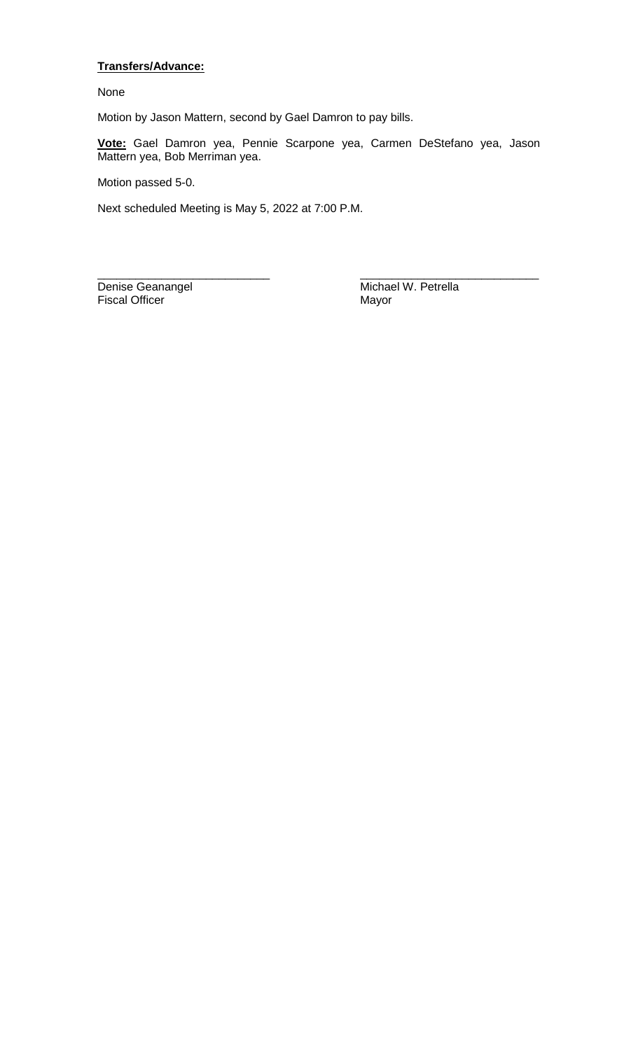**Transfers/Advance:**

None

Motion by Jason Mattern, second by Gael Damron to pay bills.

**Vote:** Gael Damron yea, Pennie Scarpone yea, Carmen DeStefano yea, Jason Mattern yea, Bob Merriman yea.

Motion passed 5-0.

Next scheduled Meeting is May 5, 2022 at 7:00 P.M.

| | |
|---|---|
| \_\_\_\_\_\_\_\_\_\_\_\_\_\_\_\_\_\_\_\_\_\_\_\_\_\_\_ | \_\_\_\_\_\_\_\_\_\_\_\_\_\_\_\_\_\_\_\_\_\_\_\_\_\_\_\_ |
| Denise Geanangel | Michael W. Petrella |
| Fiscal Officer | Mayor |